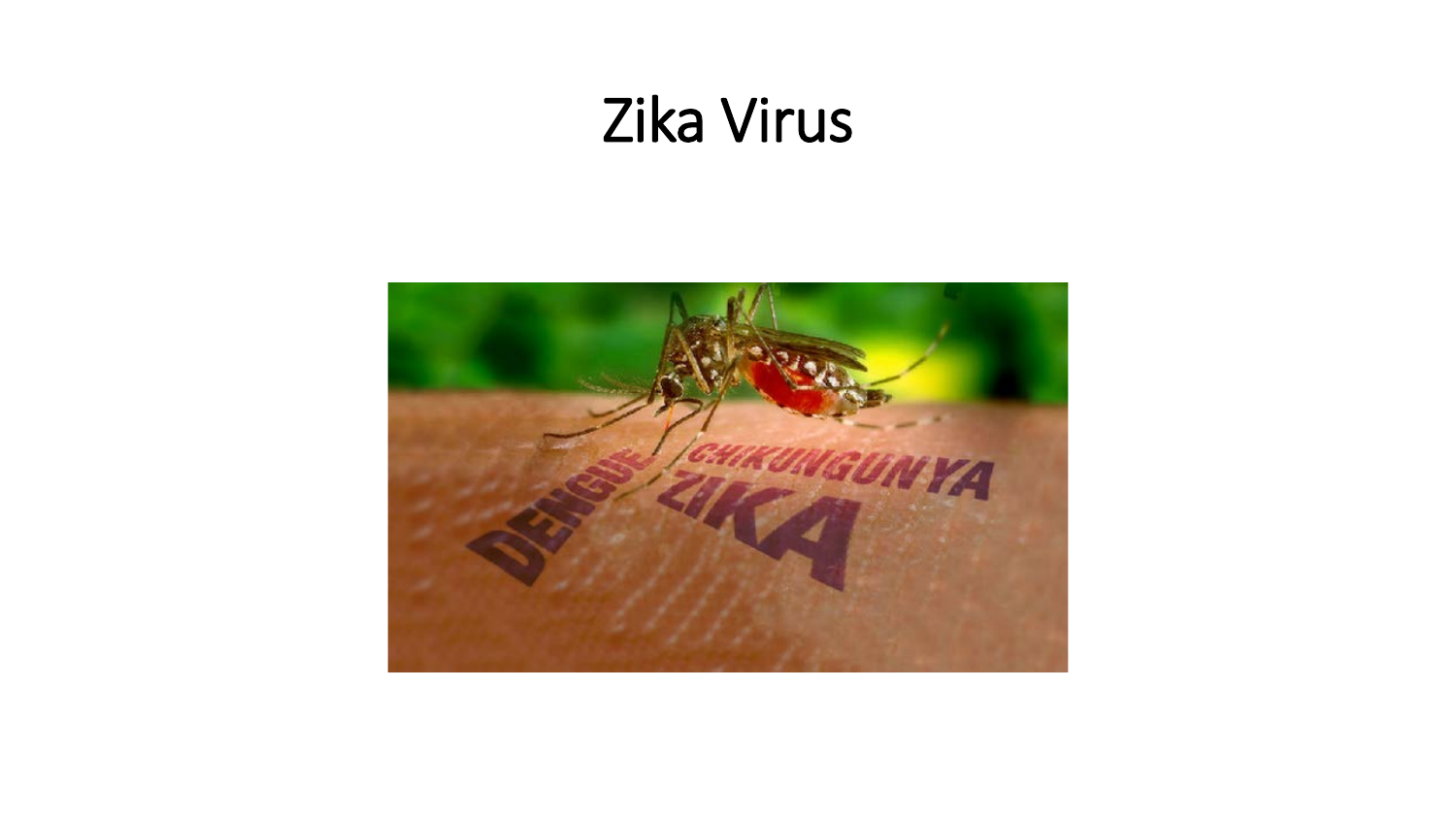# Zika Virus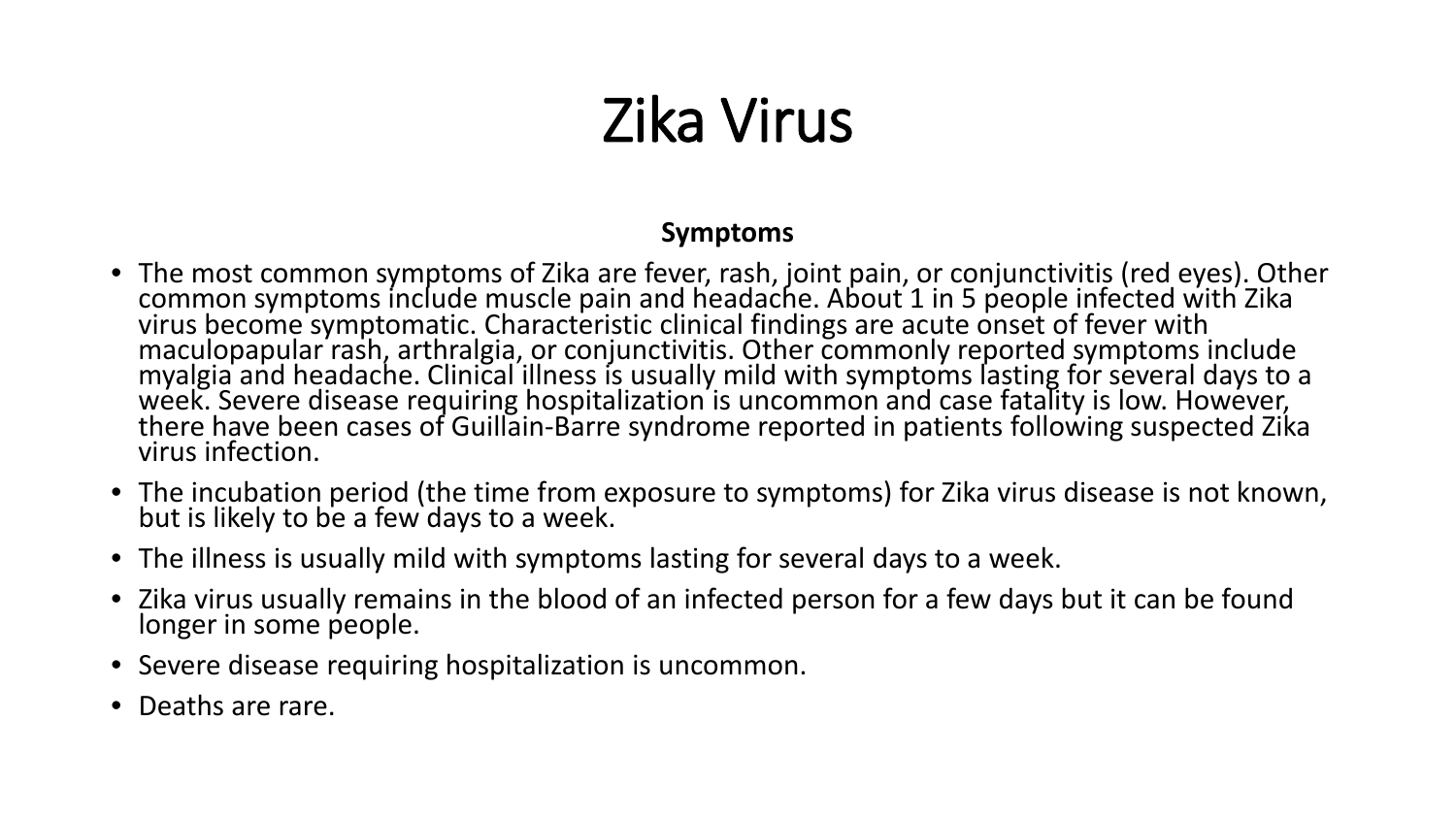# Zika Virus

**Symptoms**

- The most common symptoms of Zika are fever, rash, joint pain, or conjunctivitis (red eyes). Other common symptoms include muscle pain and headache. About 1 in 5 people infected with Zika virus become symptomatic. Characteristic clinical findings are acute onset of fever with maculopapular rash, arthralgia, or conjunctivitis. Other commonly reported symptoms include myalgia and headache. Clinical illness is usually mild with symptoms lasting for several days to a week. Severe disease requiring hospitalization is uncommon and case fatality is low. However, there have been cases of Guillain-Barre syndrome reported in patients following suspected Zika virus infection.
- The incubation period (the time from exposure to symptoms) for Zika virus disease is not known, but is likely to be a few days to a week.
- The illness is usually mild with symptoms lasting for several days to a week.
- Zika virus usually remains in the blood of an infected person for a few days but it can be found longer in some people.
- Severe disease requiring hospitalization is uncommon.
- Deaths are rare.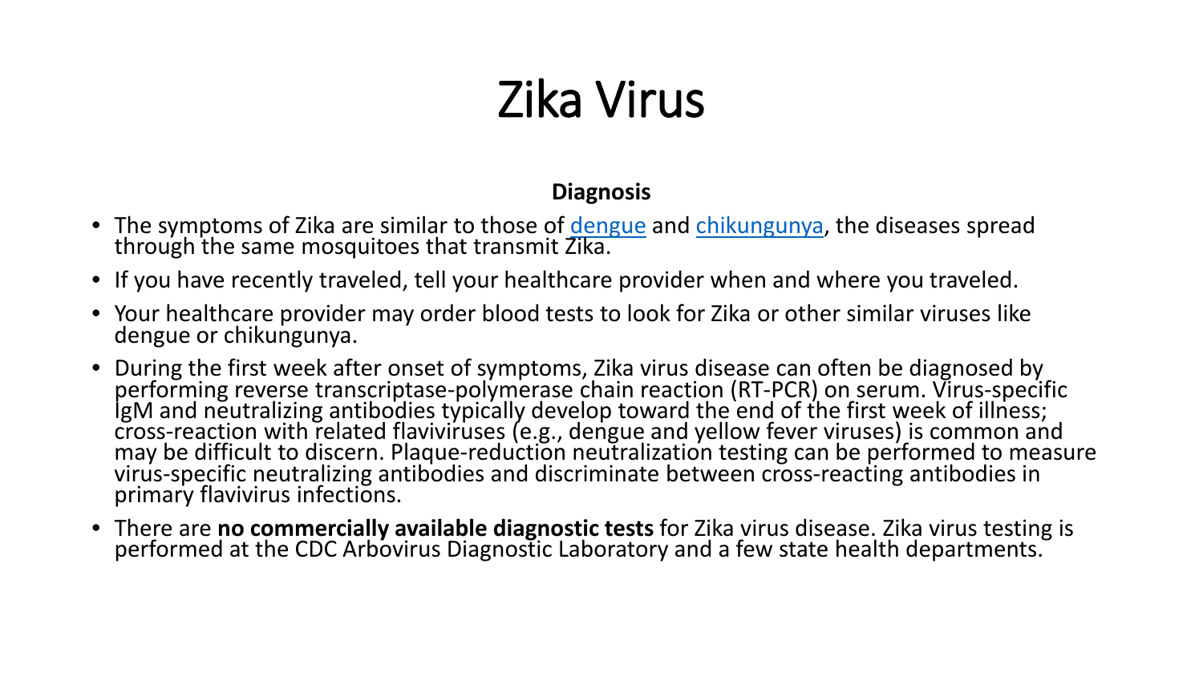# Zika Virus

**Diagnosis**

- The symptoms of Zika are similar to those of dengue and chikungunya, the diseases spread through the same mosquitoes that transmit Zika.
- If you have recently traveled, tell your healthcare provider when and where you traveled.
- Your healthcare provider may order blood tests to look for Zika or other similar viruses like dengue or chikungunya.
- During the first week after onset of symptoms, Zika virus disease can often be diagnosed by performing reverse transcriptase-polymerase chain reaction (RT-PCR) on serum. Virus-specific IgM and neutralizing antibodies typically develop toward the end of the first week of illness; cross-reaction with related flaviviruses (e.g., dengue and yellow fever viruses) is common and may be difficult to discern. Plaque-reduction neutralization testing can be performed to measure virus-specific neutralizing antibodies and discriminate between cross-reacting antibodies in primary flavivirus infections.
- There are **no commercially available diagnostic tests** for Zika virus disease. Zika virus testing is performed at the CDC Arbovirus Diagnostic Laboratory and a few state health departments.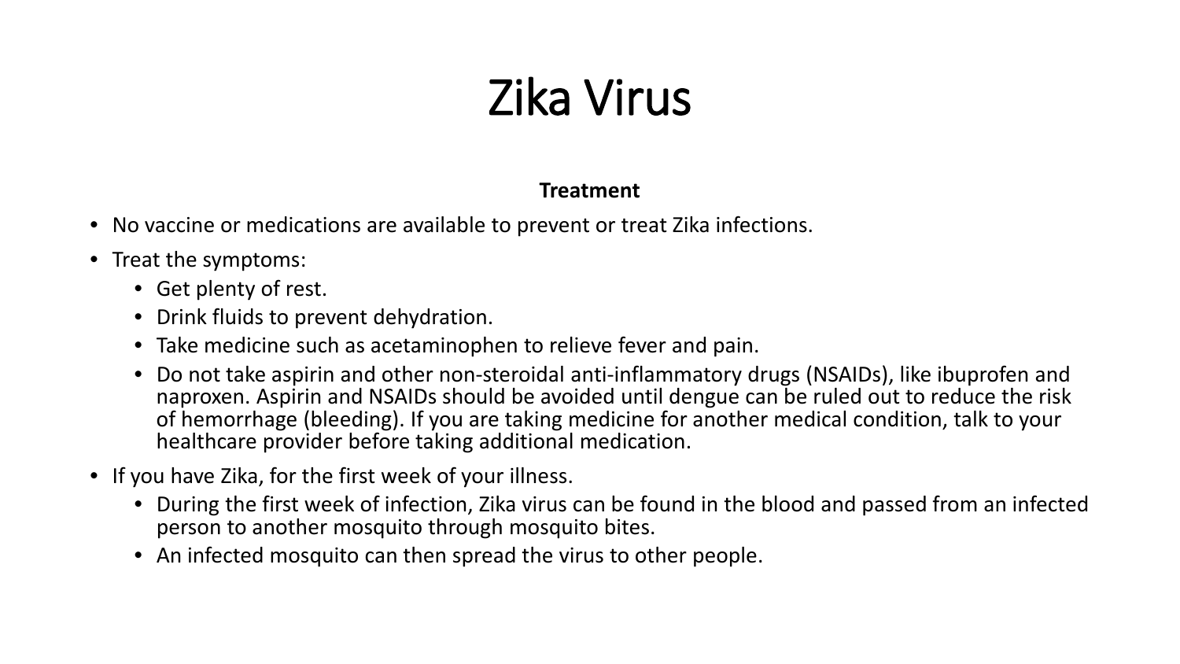# Zika Virus

**Treatment**

- No vaccine or medications are available to prevent or treat Zika infections.
- Treat the symptoms:
    - Get plenty of rest.
    - Drink fluids to prevent dehydration.
    - Take medicine such as acetaminophen to relieve fever and pain.
    - Do not take aspirin and other non-steroidal anti-inflammatory drugs (NSAIDs), like ibuprofen and naproxen. Aspirin and NSAIDs should be avoided until dengue can be ruled out to reduce the risk of hemorrhage (bleeding). If you are taking medicine for another medical condition, talk to your healthcare provider before taking additional medication.
- If you have Zika, for the first week of your illness.
    - During the first week of infection, Zika virus can be found in the blood and passed from an infected person to another mosquito through mosquito bites.
    - An infected mosquito can then spread the virus to other people.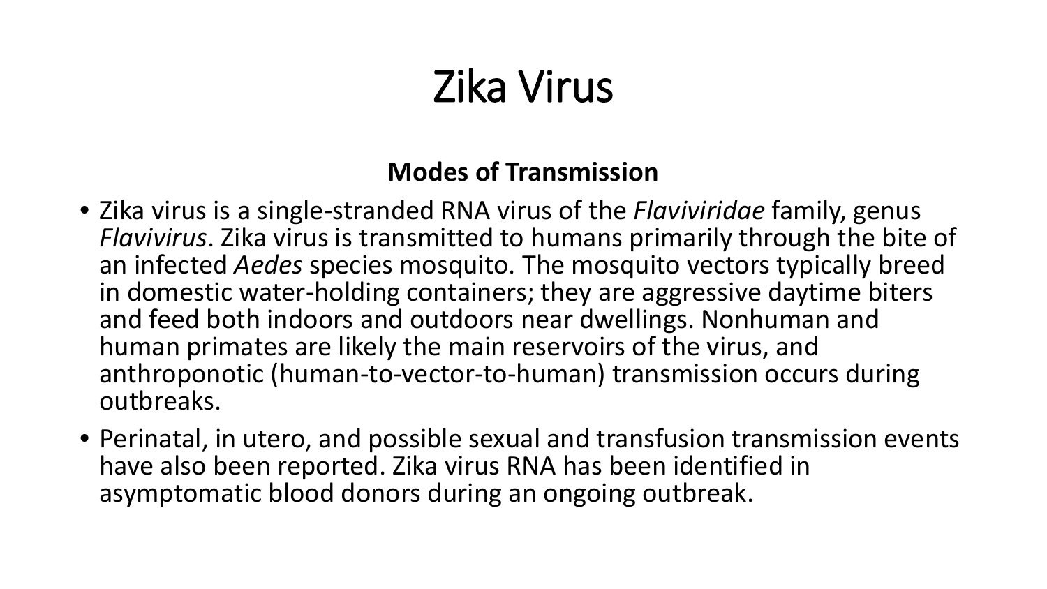# Zika Virus

**Modes of Transmission**

- Zika virus is a single-stranded RNA virus of the *Flaviviridae* family, genus *Flavivirus*. Zika virus is transmitted to humans primarily through the bite of an infected *Aedes* species mosquito. The mosquito vectors typically breed in domestic water-holding containers; they are aggressive daytime biters and feed both indoors and outdoors near dwellings. Nonhuman and human primates are likely the main reservoirs of the virus, and anthroponotic (human-to-vector-to-human) transmission occurs during outbreaks.
- Perinatal, in utero, and possible sexual and transfusion transmission events have also been reported. Zika virus RNA has been identified in asymptomatic blood donors during an ongoing outbreak.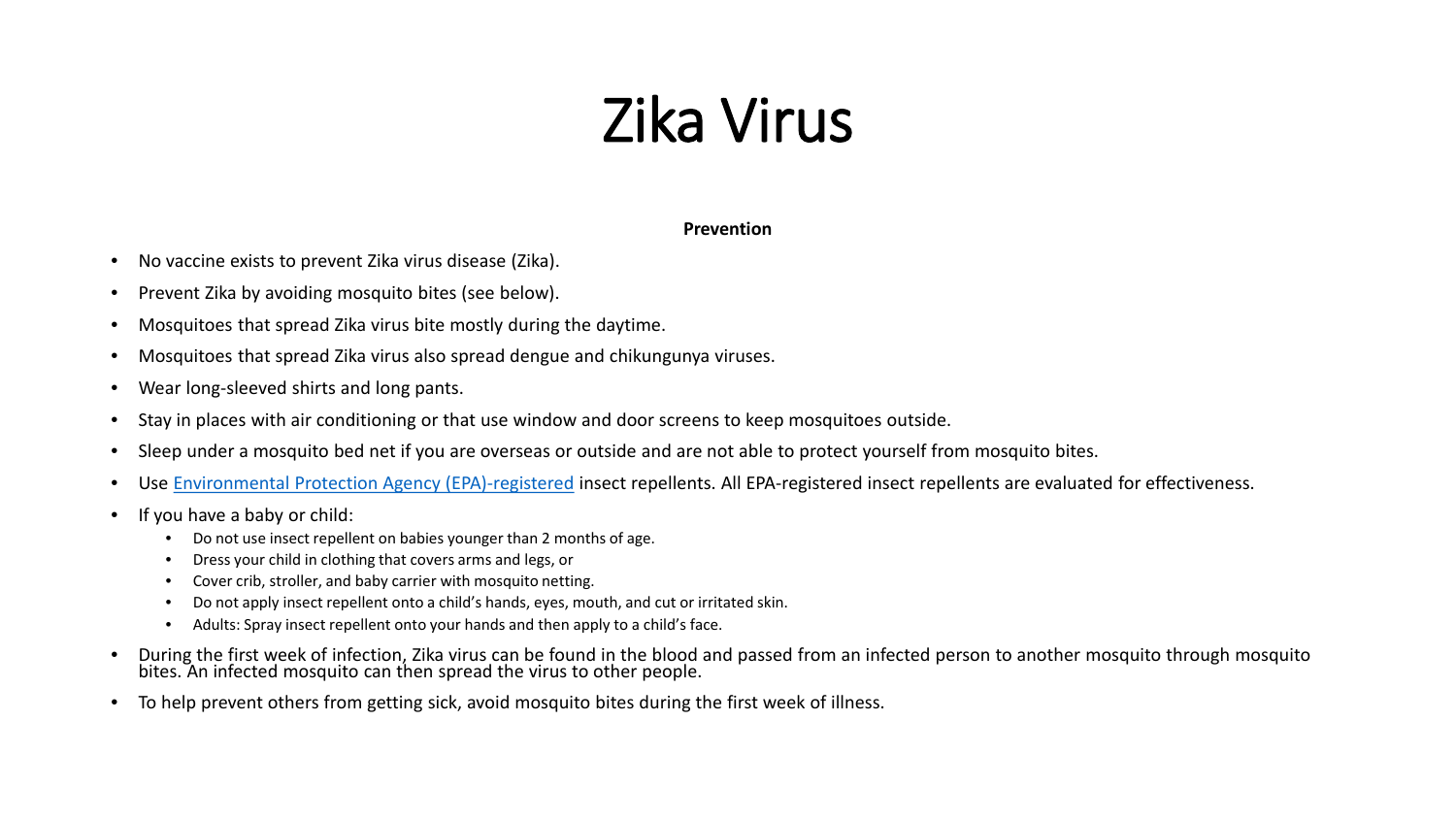# Zika Virus

**Prevention**

- No vaccine exists to prevent Zika virus disease (Zika).
- Prevent Zika by avoiding mosquito bites (see below).
- Mosquitoes that spread Zika virus bite mostly during the daytime.
- Mosquitoes that spread Zika virus also spread dengue and chikungunya viruses.
- Wear long-sleeved shirts and long pants.
- Stay in places with air conditioning or that use window and door screens to keep mosquitoes outside.
- Sleep under a mosquito bed net if you are overseas or outside and are not able to protect yourself from mosquito bites.
- Use Environmental Protection Agency (EPA)-registered insect repellents. All EPA-registered insect repellents are evaluated for effectiveness.
- If you have a baby or child:
  - Do not use insect repellent on babies younger than 2 months of age.
  - Dress your child in clothing that covers arms and legs, or
  - Cover crib, stroller, and baby carrier with mosquito netting.
  - Do not apply insect repellent onto a child's hands, eyes, mouth, and cut or irritated skin.
  - Adults: Spray insect repellent onto your hands and then apply to a child's face.
- During the first week of infection, Zika virus can be found in the blood and passed from an infected person to another mosquito through mosquito bites. An infected mosquito can then spread the virus to other people.
- To help prevent others from getting sick, avoid mosquito bites during the first week of illness.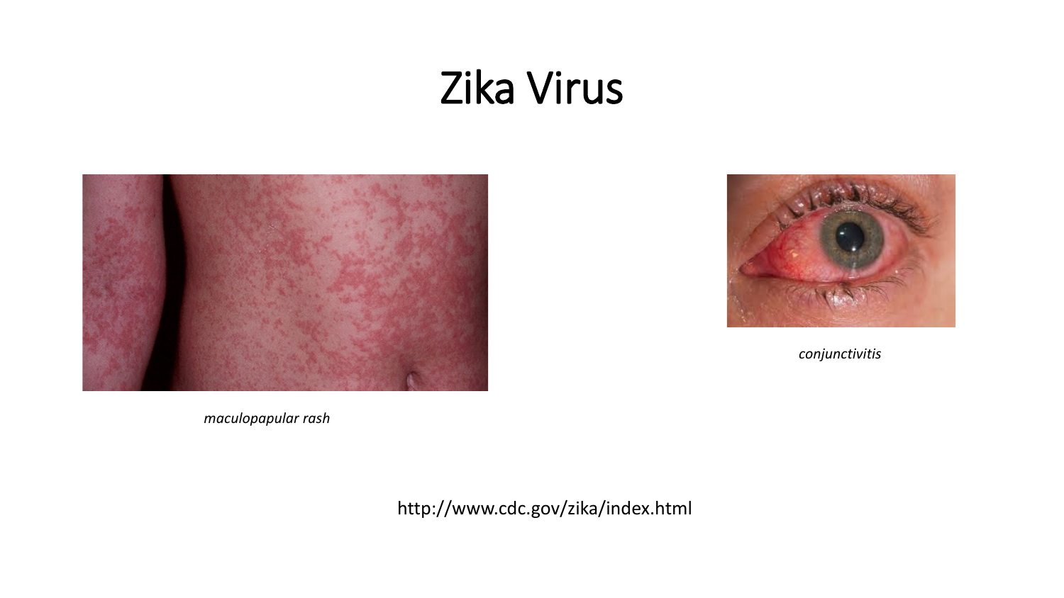# Zika Virus

*maculopapular rash*

*conjunctivitis*

http://www.cdc.gov/zika/index.html